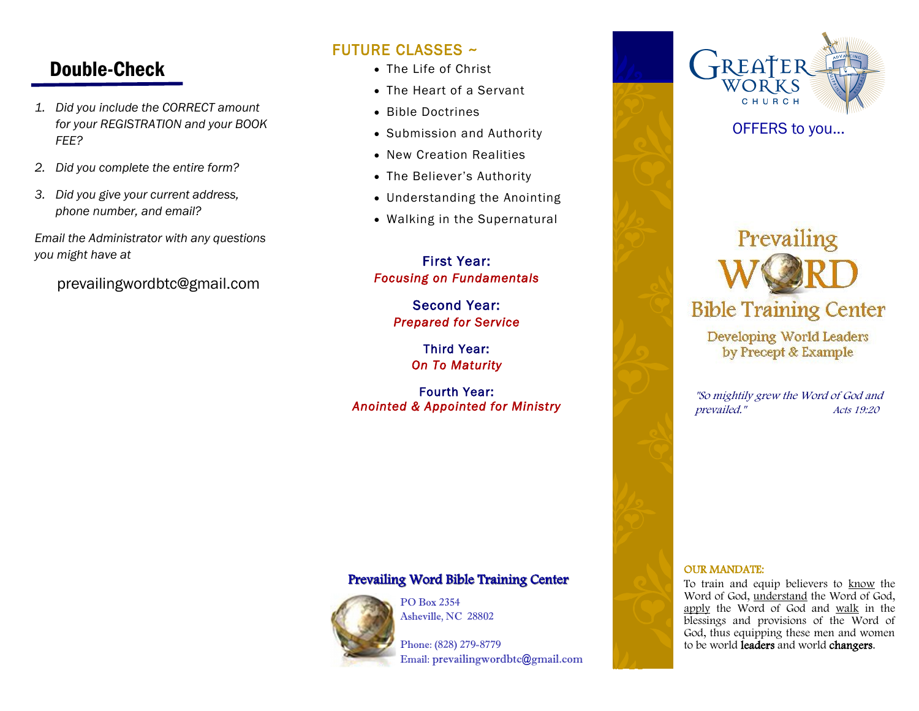## Double-Check

1. *Did you include the CORRECT amount for your REGISTRATION and your BOOK FEE?*
2. *Did you complete the entire form?*
3. *Did you give your current address, phone number, and email?*

*Email the Administrator with any questions you might have at*

prevailingwordbtc@gmail.com

## FUTURE CLASSES ~

- The Life of Christ
- The Heart of a Servant
- Bible Doctrines
- Submission and Authority
- New Creation Realities
- The Believer's Authority
- Understanding the Anointing
- Walking in the Supernatural

**First Year:**
***Focusing on Fundamentals***

**Second Year:**
***Prepared for Service***

**Third Year:**
***On To Maturity***

**Fourth Year:**
***Anointed & Appointed for Ministry***

**Prevailing Word Bible Training Center**

PO Box 2354
Asheville, NC 28802

Phone: (828) 279-8779
Email: prevailingwordbtc@gmail.com

GREATER WORKS CHURCH

ADVANCING

OFFERS to you…

# Prevailing WORD Bible Training Center

Developing World Leaders by Precept & Example

*"So mightily grew the Word of God and prevailed."* *Acts 19:20*

OUR MANDATE:

To train and equip believers to know the Word of God, understand the Word of God, apply the Word of God and walk in the blessings and provisions of the Word of God, thus equipping these men and women to be world **leaders** and world **changers**.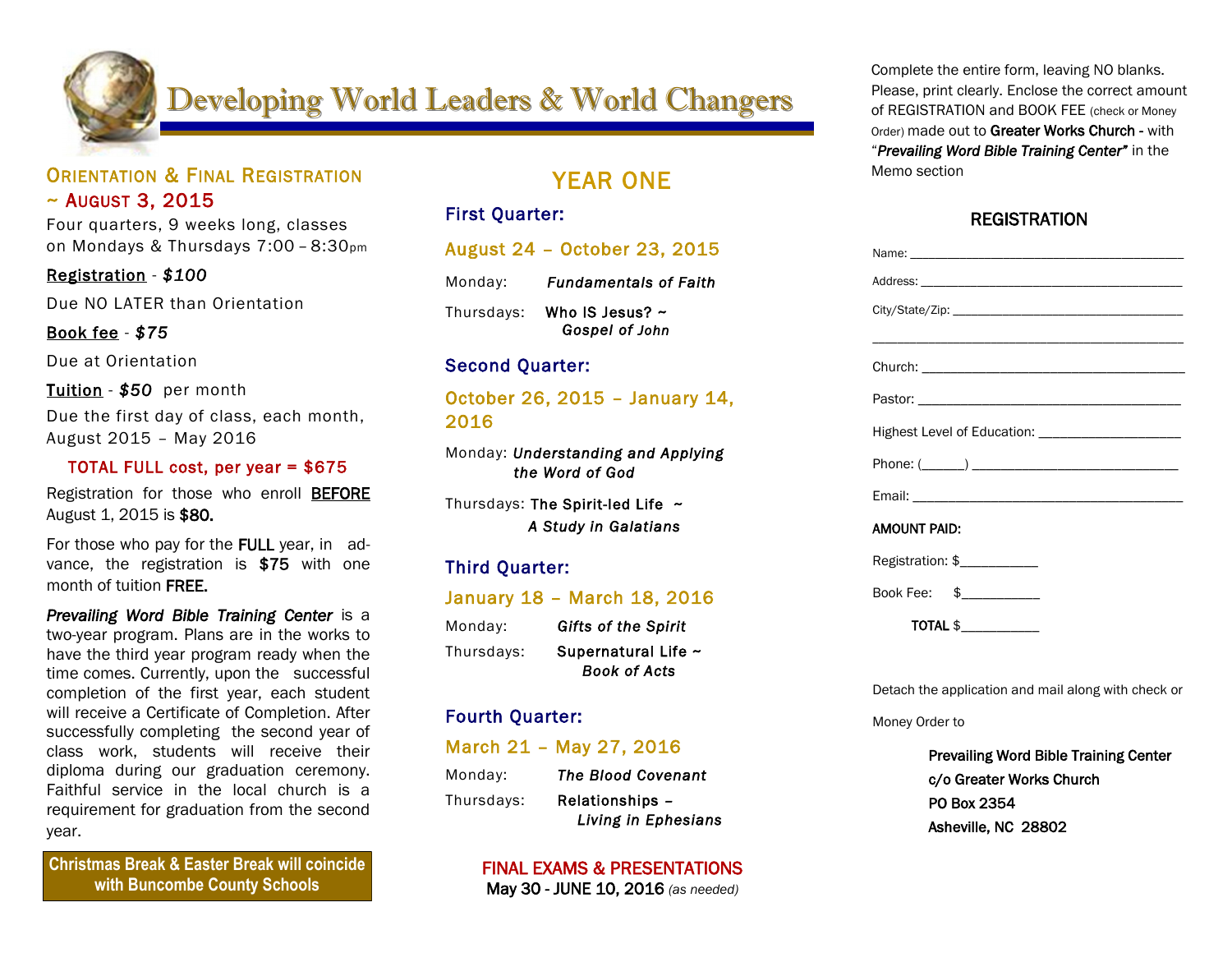# Developing World Leaders & World Changers

## ORIENTATION & FINAL REGISTRATION ~ AUGUST 3, 2015

Four quarters, 9 weeks long, classes on Mondays & Thursdays 7:00 – 8:30pm

Registration - *$100*

Due NO LATER than Orientation

Book fee - *$75*

Due at Orientation

Tuition - *$50* per month

Due the first day of class, each month, August 2015 – May 2016

**TOTAL FULL cost, per year = $675**

Registration for those who enroll **BEFORE** August 1, 2015 is **$80.**

For those who pay for the **FULL** year, in advance, the registration is **$75** with one month of tuition **FREE.**

***Prevailing Word Bible Training Center*** is a two-year program. Plans are in the works to have the third year program ready when the time comes. Currently, upon the successful completion of the first year, each student will receive a Certificate of Completion. After successfully completing the second year of class work, students will receive their diploma during our graduation ceremony. Faithful service in the local church is a requirement for graduation from the second year.

**Christmas Break & Easter Break will coincide with Buncombe County Schools**

## YEAR ONE

### First Quarter:

**August 24 – October 23, 2015**

Monday: *Fundamentals of Faith*

Thursdays: Who IS Jesus? ~ *Gospel of John*

### Second Quarter:

**October 26, 2015 – January 14, 2016**

Monday: *Understanding and Applying the Word of God*

Thursdays: The Spirit-led Life ~ *A Study in Galatians*

### Third Quarter:

**January 18 – March 18, 2016**

Monday: *Gifts of the Spirit*

Thursdays: Supernatural Life ~ *Book of Acts*

### Fourth Quarter:

**March 21 – May 27, 2016**

Monday: *The Blood Covenant*

Thursdays: Relationships – *Living in Ephesians*

**FINAL EXAMS & PRESENTATIONS**

May 30 - JUNE 10, 2016 *(as needed)*

Complete the entire form, leaving NO blanks. Please, print clearly. Enclose the correct amount of REGISTRATION and BOOK FEE (check or Money Order) made out to **Greater Works Church -** with "***Prevailing Word Bible Training Center"*** in the Memo section

## REGISTRATION

Name: ______________________________

Address: ______________________________

City/State/Zip: ______________________________

______________________________

Church: ______________________________

Pastor: ______________________________

Highest Level of Education: ________________

Phone: (______) ______________________

Email: ______________________________

**AMOUNT PAID:**

Registration: $__________

Book Fee: $__________

**TOTAL** $__________

Detach the application and mail along with check or Money Order to

**Prevailing Word Bible Training Center**
**c/o Greater Works Church**
**PO Box 2354**
**Asheville, NC 28802**